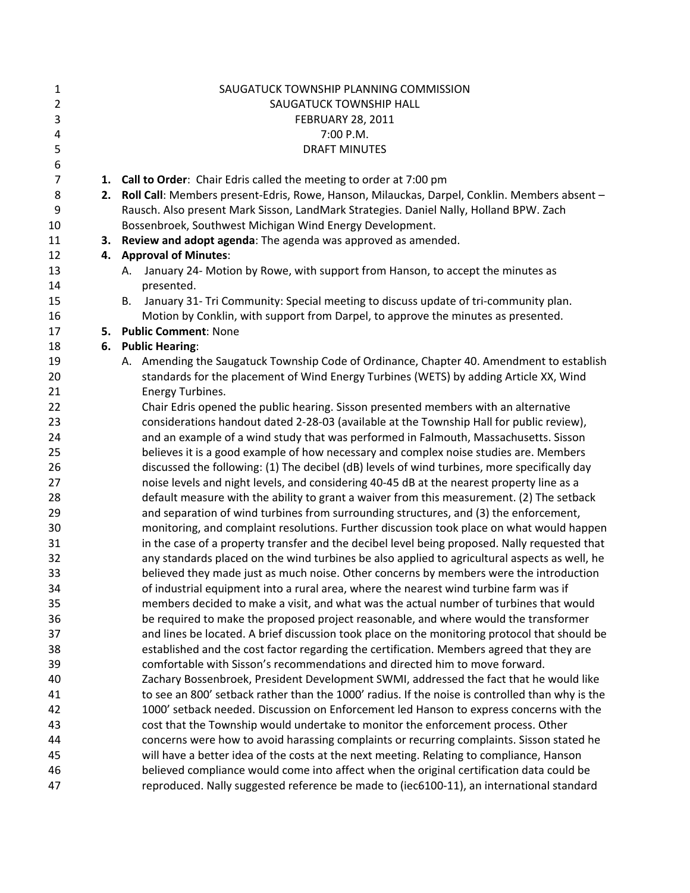SAUGATUCK TOWNSHIP PLANNING COMMISSION
SAUGATUCK TOWNSHIP HALL
FEBRUARY 28, 2011
7:00 P.M.
DRAFT MINUTES

1. **Call to Order**: Chair Edris called the meeting to order at 7:00 pm
2. **Roll Call**: Members present-Edris, Rowe, Hanson, Milauckas, Darpel, Conklin. Members absent – Rausch. Also present Mark Sisson, LandMark Strategies. Daniel Nally, Holland BPW. Zach Bossenbroek, Southwest Michigan Wind Energy Development.
3. **Review and adopt agenda**: The agenda was approved as amended.
4. **Approval of Minutes**:
   A. January 24- Motion by Rowe, with support from Hanson, to accept the minutes as presented.
   B. January 31- Tri Community: Special meeting to discuss update of tri-community plan. Motion by Conklin, with support from Darpel, to approve the minutes as presented.
5. **Public Comment**: None
6. **Public Hearing**:
   A. Amending the Saugatuck Township Code of Ordinance, Chapter 40. Amendment to establish standards for the placement of Wind Energy Turbines (WETS) by adding Article XX, Wind Energy Turbines.
   Chair Edris opened the public hearing. Sisson presented members with an alternative considerations handout dated 2-28-03 (available at the Township Hall for public review), and an example of a wind study that was performed in Falmouth, Massachusetts. Sisson believes it is a good example of how necessary and complex noise studies are. Members discussed the following: (1) The decibel (dB) levels of wind turbines, more specifically day noise levels and night levels, and considering 40-45 dB at the nearest property line as a default measure with the ability to grant a waiver from this measurement. (2) The setback and separation of wind turbines from surrounding structures, and (3) the enforcement, monitoring, and complaint resolutions. Further discussion took place on what would happen in the case of a property transfer and the decibel level being proposed. Nally requested that any standards placed on the wind turbines be also applied to agricultural aspects as well, he believed they made just as much noise. Other concerns by members were the introduction of industrial equipment into a rural area, where the nearest wind turbine farm was if members decided to make a visit, and what was the actual number of turbines that would be required to make the proposed project reasonable, and where would the transformer and lines be located. A brief discussion took place on the monitoring protocol that should be established and the cost factor regarding the certification. Members agreed that they are comfortable with Sisson's recommendations and directed him to move forward.
   Zachary Bossenbroek, President Development SWMI, addressed the fact that he would like to see an 800' setback rather than the 1000' radius. If the noise is controlled than why is the 1000' setback needed. Discussion on Enforcement led Hanson to express concerns with the cost that the Township would undertake to monitor the enforcement process. Other concerns were how to avoid harassing complaints or recurring complaints. Sisson stated he will have a better idea of the costs at the next meeting. Relating to compliance, Hanson believed compliance would come into affect when the original certification data could be reproduced. Nally suggested reference be made to (iec6100-11), an international standard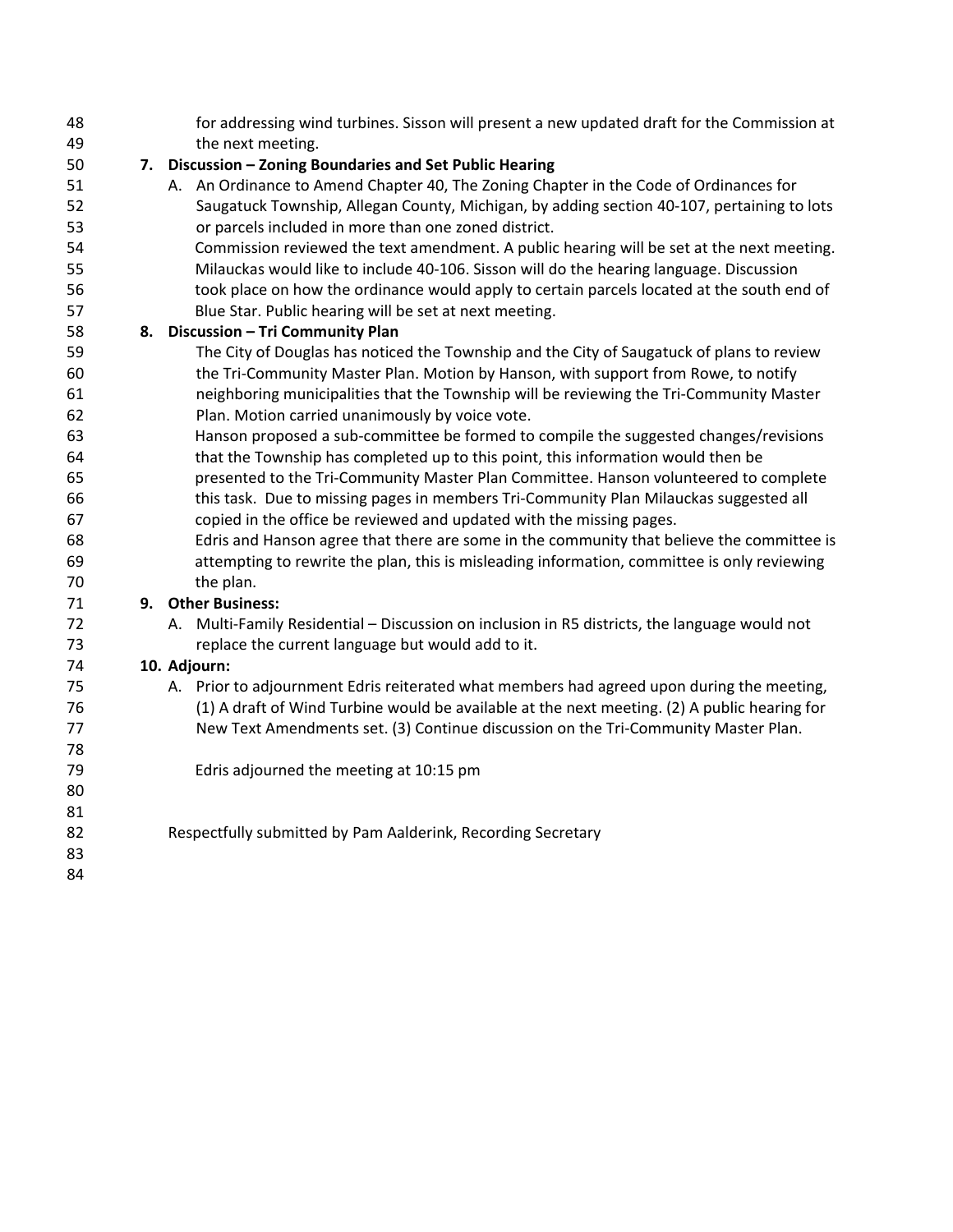for addressing wind turbines. Sisson will present a new updated draft for the Commission at the next meeting.

**7. Discussion – Zoning Boundaries and Set Public Hearing**

A. An Ordinance to Amend Chapter 40, The Zoning Chapter in the Code of Ordinances for Saugatuck Township, Allegan County, Michigan, by adding section 40-107, pertaining to lots or parcels included in more than one zoned district.

Commission reviewed the text amendment. A public hearing will be set at the next meeting. Milauckas would like to include 40-106. Sisson will do the hearing language. Discussion took place on how the ordinance would apply to certain parcels located at the south end of Blue Star. Public hearing will be set at next meeting.

**8. Discussion – Tri Community Plan**

The City of Douglas has noticed the Township and the City of Saugatuck of plans to review the Tri-Community Master Plan. Motion by Hanson, with support from Rowe, to notify neighboring municipalities that the Township will be reviewing the Tri-Community Master Plan. Motion carried unanimously by voice vote.

Hanson proposed a sub-committee be formed to compile the suggested changes/revisions that the Township has completed up to this point, this information would then be presented to the Tri-Community Master Plan Committee. Hanson volunteered to complete this task. Due to missing pages in members Tri-Community Plan Milauckas suggested all copied in the office be reviewed and updated with the missing pages.

Edris and Hanson agree that there are some in the community that believe the committee is attempting to rewrite the plan, this is misleading information, committee is only reviewing the plan.

**9. Other Business:**

A. Multi-Family Residential – Discussion on inclusion in R5 districts, the language would not replace the current language but would add to it.

**10. Adjourn:**

A. Prior to adjournment Edris reiterated what members had agreed upon during the meeting, (1) A draft of Wind Turbine would be available at the next meeting. (2) A public hearing for New Text Amendments set. (3) Continue discussion on the Tri-Community Master Plan.

Edris adjourned the meeting at 10:15 pm

Respectfully submitted by Pam Aalderink, Recording Secretary